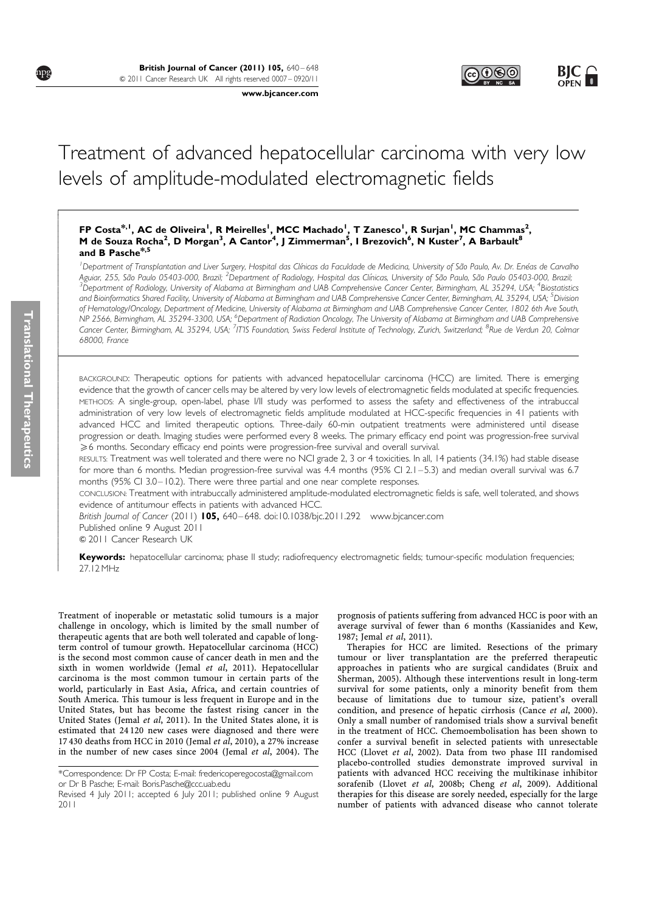# Treatment of advanced hepatocellular carcinoma with very low levels of amplitude-modulated electromagnetic fields

**FP Costa*[,1], AC de Oliveira[1], R Meirelles[1], MCC Machado[1], T Zanesco[1], R Surjan[1], MC Chammas[2], M de Souza Rocha[2], D Morgan[3], A Cantor[4], J Zimmerman[5], I Brezovich[6], N Kuster[7], A Barbault[8] and B Pasche*[,5]**

[1]Department of Transplantation and Liver Surgery, Hospital das Clínicas da Faculdade de Medicina, University of São Paulo, Av. Dr. Enéas de Carvalho Aguiar, 255, São Paulo 05403-000, Brazil; [2]Department of Radiology, Hospital das Clínicas, University of São Paulo, São Paulo 05403-000, Brazil; [3]Department of Radiology, University of Alabama at Birmingham and UAB Comprehensive Cancer Center, Birmingham, AL 35294, USA; [4]Biostatistics and Bioinformatics Shared Facility, University of Alabama at Birmingham and UAB Comprehensive Cancer Center, Birmingham, AL 35294, USA; [5]Division of Hematology/Oncology, Department of Medicine, University of Alabama at Birmingham and UAB Comprehensive Cancer Center, 1802 6th Ave South, NP 2566, Birmingham, AL 35294-3300, USA; [6]Department of Radiation Oncology, The University of Alabama at Birmingham and UAB Comprehensive Cancer Center, Birmingham, AL 35294, USA; [7]IT'IS Foundation, Swiss Federal Institute of Technology, Zurich, Switzerland; [8]Rue de Verdun 20, Colmar 68000, France

BACKGROUND: Therapeutic options for patients with advanced hepatocellular carcinoma (HCC) are limited. There is emerging evidence that the growth of cancer cells may be altered by very low levels of electromagnetic fields modulated at specific frequencies.

METHODS: A single-group, open-label, phase I/II study was performed to assess the safety and effectiveness of the intrabuccal administration of very low levels of electromagnetic fields amplitude modulated at HCC-specific frequencies in 41 patients with advanced HCC and limited therapeutic options. Three-daily 60-min outpatient treatments were administered until disease progression or death. Imaging studies were performed every 8 weeks. The primary efficacy end point was progression-free survival ⩾6 months. Secondary efficacy end points were progression-free survival and overall survival.

RESULTS: Treatment was well tolerated and there were no NCI grade 2, 3 or 4 toxicities. In all, 14 patients (34.1%) had stable disease for more than 6 months. Median progression-free survival was 4.4 months (95% CI 2.1–5.3) and median overall survival was 6.7 months (95% CI 3.0–10.2). There were three partial and one near complete responses.

CONCLUSION: Treatment with intrabuccally administered amplitude-modulated electromagnetic fields is safe, well tolerated, and shows evidence of antitumour effects in patients with advanced HCC.

*British Journal of Cancer* (2011) **105,** 640–648. doi:10.1038/bjc.2011.292 www.bjcancer.com
Published online 9 August 2011
© 2011 Cancer Research UK

**Keywords:** hepatocellular carcinoma; phase II study; radiofrequency electromagnetic fields; tumour-specific modulation frequencies; 27.12 MHz

Treatment of inoperable or metastatic solid tumours is a major challenge in oncology, which is limited by the small number of therapeutic agents that are both well tolerated and capable of long-term control of tumour growth. Hepatocellular carcinoma (HCC) is the second most common cause of cancer death in men and the sixth in women worldwide (Jemal *et al*, 2011). Hepatocellular carcinoma is the most common tumour in certain parts of the world, particularly in East Asia, Africa, and certain countries of South America. This tumour is less frequent in Europe and in the United States, but has become the fastest rising cancer in the United States (Jemal *et al*, 2011). In the United States alone, it is estimated that 24 120 new cases were diagnosed and there were 17 430 deaths from HCC in 2010 (Jemal *et al*, 2010), a 27% increase in the number of new cases since 2004 (Jemal *et al*, 2004). The prognosis of patients suffering from advanced HCC is poor with an average survival of fewer than 6 months (Kassianides and Kew, 1987; Jemal *et al*, 2011).

Therapies for HCC are limited. Resections of the primary tumour or liver transplantation are the preferred therapeutic approaches in patients who are surgical candidates (Bruix and Sherman, 2005). Although these interventions result in long-term survival for some patients, only a minority benefit from them because of limitations due to tumour size, patient's overall condition, and presence of hepatic cirrhosis (Cance *et al*, 2000). Only a small number of randomised trials show a survival benefit in the treatment of HCC. Chemoembolisation has been shown to confer a survival benefit in selected patients with unresectable HCC (Llovet *et al*, 2002). Data from two phase III randomised placebo-controlled studies demonstrate improved survival in patients with advanced HCC receiving the multikinase inhibitor sorafenib (Llovet *et al*, 2008b; Cheng *et al*, 2009). Additional therapies for this disease are sorely needed, especially for the large number of patients with advanced disease who cannot tolerate

*Correspondence: Dr FP Costa; E-mail: fredericoperegocosta@gmail.com or Dr B Pasche; E-mail: Boris.Pasche@ccc.uab.edu

Revised 4 July 2011; accepted 6 July 2011; published online 9 August 2011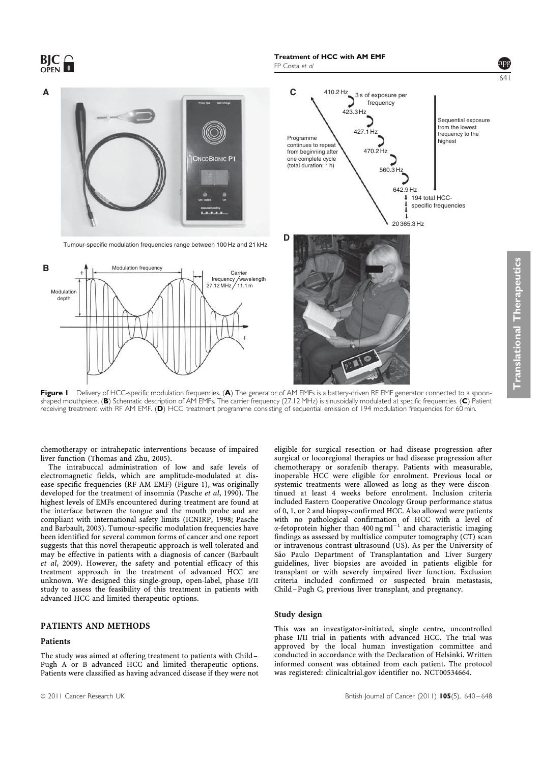**Figure 1** Delivery of HCC-specific modulation frequencies. (**A**) The generator of AM EMFs is a battery-driven RF EMF generator connected to a spoon-shaped mouthpiece. (**B**) Schematic description of AM EMFs. The carrier frequency (27.12 MHz) is sinusoidally modulated at specific frequencies. (**C**) Patient receiving treatment with RF AM EMF. (**D**) HCC treatment programme consisting of sequential emission of 194 modulation frequencies for 60 min.

chemotherapy or intrahepatic interventions because of impaired liver function (Thomas and Zhu, 2005).

The intrabuccal administration of low and safe levels of electromagnetic fields, which are amplitude-modulated at disease-specific frequencies (RF AM EMF) (Figure 1), was originally developed for the treatment of insomnia (Pasche *et al*, 1990). The highest levels of EMFs encountered during treatment are found at the interface between the tongue and the mouth probe and are compliant with international safety limits (ICNIRP, 1998; Pasche and Barbault, 2003). Tumour-specific modulation frequencies have been identified for several common forms of cancer and one report suggests that this novel therapeutic approach is well tolerated and may be effective in patients with a diagnosis of cancer (Barbault *et al*, 2009). However, the safety and potential efficacy of this treatment approach in the treatment of advanced HCC are unknown. We designed this single-group, open-label, phase I/II study to assess the feasibility of this treatment in patients with advanced HCC and limited therapeutic options.

## PATIENTS AND METHODS

### Patients

The study was aimed at offering treatment to patients with Child–Pugh A or B advanced HCC and limited therapeutic options. Patients were classified as having advanced disease if they were not eligible for surgical resection or had disease progression after surgical or locoregional therapies or had disease progression after chemotherapy or sorafenib therapy. Patients with measurable, inoperable HCC were eligible for enrolment. Previous local or systemic treatments were allowed as long as they were discontinued at least 4 weeks before enrolment. Inclusion criteria included Eastern Cooperative Oncology Group performance status of 0, 1, or 2 and biopsy-confirmed HCC. Also allowed were patients with no pathological confirmation of HCC with a level of $\alpha$-fetoprotein higher than 400 ng ml$^{-1}$ and characteristic imaging findings as assessed by multislice computer tomography (CT) scan or intravenous contrast ultrasound (US). As per the University of São Paulo Department of Transplantation and Liver Surgery guidelines, liver biopsies are avoided in patients eligible for transplant or with severely impaired liver function. Exclusion criteria included confirmed or suspected brain metastasis, Child–Pugh C, previous liver transplant, and pregnancy.

### Study design

This was an investigator-initiated, single centre, uncontrolled phase I/II trial in patients with advanced HCC. The trial was approved by the local human investigation committee and conducted in accordance with the Declaration of Helsinki. Written informed consent was obtained from each patient. The protocol was registered: clinicaltrial.gov identifier no. NCT00534664.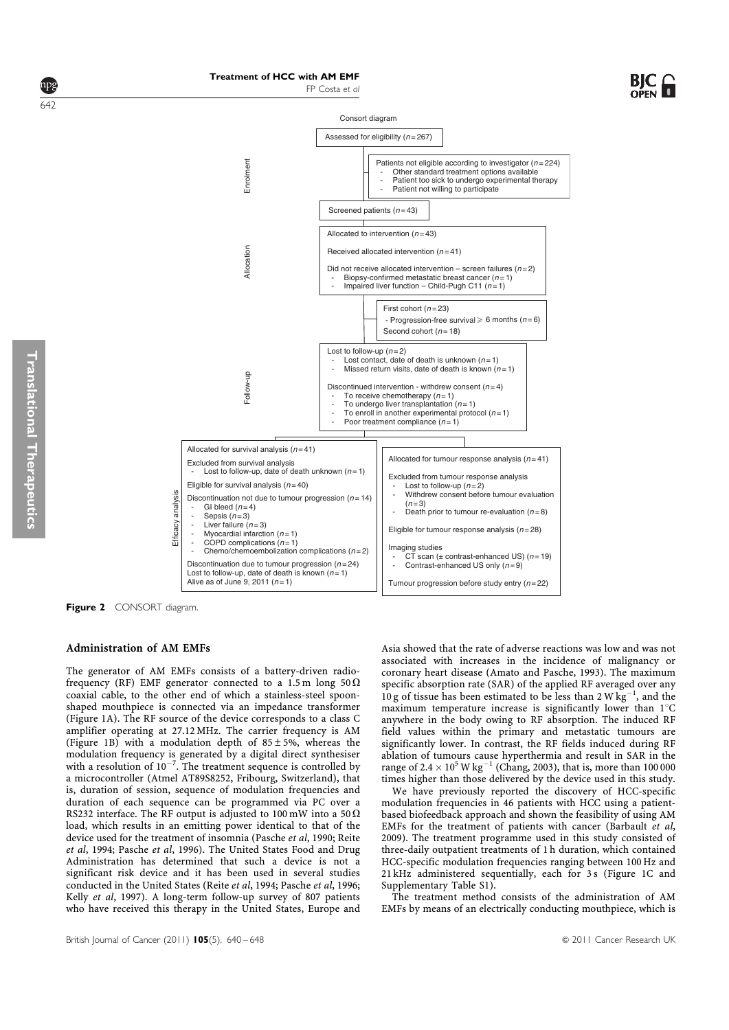Consort diagram

**Enrolment**

Assessed for eligibility ($n=267$)

Patients not eligible according to investigator ($n=224$)
- Other standard treatment options available
- Patient too sick to undergo experimental therapy
- Patient not willing to participate

Screened patients ($n=43$)

**Allocation**

Allocated to intervention ($n=43$)

Received allocated intervention ($n=41$)

Did not receive allocated intervention – screen failures ($n=2$)
- Biopsy-confirmed metastatic breast cancer ($n=1$)
- Impaired liver function – Child-Pugh C11 ($n=1$)

First cohort ($n=23$)
- Progression-free survival ⩾ 6 months ($n=6$)

Second cohort ($n=18$)

**Follow-up**

Lost to follow-up ($n=2$)
- Lost contact, date of death is unknown ($n=1$)
- Missed return visits, date of death is known ($n=1$)

Discontinued intervention - withdrew consent ($n=4$)
- To receive chemotherapy ($n=1$)
- To undergo liver transplantation ($n=1$)
- To enroll in another experimental protocol ($n=1$)
- Poor treatment compliance ($n=1$)

**Efficacy analysis**

Allocated for survival analysis ($n=41$)

Excluded from survival analysis
- Lost to follow-up, date of death unknown ($n=1$)

Eligible for survival analysis ($n=40$)

Discontinuation not due to tumour progression ($n=14$)
- GI bleed ($n=4$)
- Sepsis ($n=3$)
- Liver failure ($n=3$)
- Myocardial infarction ($n=1$)
- COPD complications ($n=1$)
- Chemo/chemoembolization complications ($n=2$)

Discontinuation due to tumour progression ($n=24$)
Lost to follow-up, date of death is known ($n=1$)
Alive as of June 9, 2011 ($n=1$)

Allocated for tumour response analysis ($n=41$)

Excluded from tumour response analysis
- Lost to follow-up ($n=2$)
- Withdrew consent before tumour evaluation ($n=3$)
- Death prior to tumour re-evaluation ($n=8$)

Eligible for tumour response analysis ($n=28$)

Imaging studies
- CT scan (± contrast-enhanced US) ($n=19$)
- Contrast-enhanced US only ($n=9$)

Tumour progression before study entry ($n=22$)

**Figure 2** CONSORT diagram.

### Administration of AM EMFs

The generator of AM EMFs consists of a battery-driven radiofrequency (RF) EMF generator connected to a 1.5 m long 50 Ω coaxial cable, to the other end of which a stainless-steel spoon-shaped mouthpiece is connected via an impedance transformer (Figure 1A). The RF source of the device corresponds to a class C amplifier operating at 27.12 MHz. The carrier frequency is AM (Figure 1B) with a modulation depth of 85 ± 5%, whereas the modulation frequency is generated by a digital direct synthesiser with a resolution of $10^{-7}$. The treatment sequence is controlled by a microcontroller (Atmel AT89S8252, Fribourg, Switzerland), that is, duration of session, sequence of modulation frequencies and duration of each sequence can be programmed via PC over a RS232 interface. The RF output is adjusted to 100 mW into a 50 Ω load, which results in an emitting power identical to that of the device used for the treatment of insomnia (Pasche *et al*, 1990; Reite *et al*, 1994; Pasche *et al*, 1996). The United States Food and Drug Administration has determined that such a device is not a significant risk device and it has been used in several studies conducted in the United States (Reite *et al*, 1994; Pasche *et al*, 1996; Kelly *et al*, 1997). A long-term follow-up survey of 807 patients who have received this therapy in the United States, Europe and Asia showed that the rate of adverse reactions was low and was not associated with increases in the incidence of malignancy or coronary heart disease (Amato and Pasche, 1993). The maximum specific absorption rate (SAR) of the applied RF averaged over any 10 g of tissue has been estimated to be less than 2 W kg$^{-1}$, and the maximum temperature increase is significantly lower than 1°C anywhere in the body owing to RF absorption. The induced RF field values within the primary and metastatic tumours are significantly lower. In contrast, the RF fields induced during RF ablation of tumours cause hyperthermia and result in SAR in the range of $2.4 \times 10^5$ W kg$^{-1}$ (Chang, 2003), that is, more than 100 000 times higher than those delivered by the device used in this study.

We have previously reported the discovery of HCC-specific modulation frequencies in 46 patients with HCC using a patient-based biofeedback approach and shown the feasibility of using AM EMFs for the treatment of patients with cancer (Barbault *et al*, 2009). The treatment programme used in this study consisted of three-daily outpatient treatments of 1 h duration, which contained HCC-specific modulation frequencies ranging between 100 Hz and 21 kHz administered sequentially, each for 3 s (Figure 1C and Supplementary Table S1).

The treatment method consists of the administration of AM EMFs by means of an electrically conducting mouthpiece, which is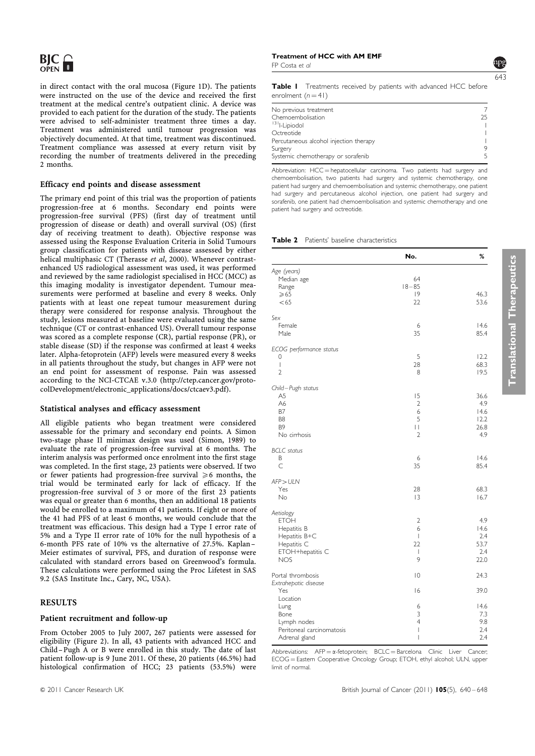in direct contact with the oral mucosa (Figure 1D). The patients were instructed on the use of the device and received the first treatment at the medical centre's outpatient clinic. A device was provided to each patient for the duration of the study. The patients were advised to self-administer treatment three times a day. Treatment was administered until tumour progression was objectively documented. At that time, treatment was discontinued. Treatment compliance was assessed at every return visit by recording the number of treatments delivered in the preceding 2 months.

### Efficacy end points and disease assessment

The primary end point of this trial was the proportion of patients progression-free at 6 months. Secondary end points were progression-free survival (PFS) (first day of treatment until progression of disease or death) and overall survival (OS) (first day of receiving treatment to death). Objective response was assessed using the Response Evaluation Criteria in Solid Tumours group classification for patients with disease assessed by either helical multiphasic CT (Therasse *et al*, 2000). Whenever contrast-enhanced US radiological assessment was used, it was performed and reviewed by the same radiologist specialised in HCC (MCC) as this imaging modality is investigator dependent. Tumour measurements were performed at baseline and every 8 weeks. Only patients with at least one repeat tumour measurement during therapy were considered for response analysis. Throughout the study, lesions measured at baseline were evaluated using the same technique (CT or contrast-enhanced US). Overall tumour response was scored as a complete response (CR), partial response (PR), or stable disease (SD) if the response was confirmed at least 4 weeks later. Alpha-fetoprotein (AFP) levels were measured every 8 weeks in all patients throughout the study, but changes in AFP were not an end point for assessment of response. Pain was assessed according to the NCI-CTCAE v.3.0 (http://ctep.cancer.gov/protocolDevelopment/electronic_applications/docs/ctcaev3.pdf).

### Statistical analyses and efficacy assessment

All eligible patients who began treatment were considered assessable for the primary and secondary end points. A Simon two-stage phase II minimax design was used (Simon, 1989) to evaluate the rate of progression-free survival at 6 months. The interim analysis was performed once enrolment into the first stage was completed. In the first stage, 23 patients were observed. If two or fewer patients had progression-free survival $\geqslant$6 months, the trial would be terminated early for lack of efficacy. If the progression-free survival of 3 or more of the first 23 patients was equal or greater than 6 months, then an additional 18 patients would be enrolled to a maximum of 41 patients. If eight or more of the 41 had PFS of at least 6 months, we would conclude that the treatment was efficacious. This design had a Type I error rate of 5% and a Type II error rate of 10% for the null hypothesis of a 6-month PFS rate of 10% vs the alternative of 27.5%. Kaplan–Meier estimates of survival, PFS, and duration of response were calculated with standard errors based on Greenwood's formula. These calculations were performed using the Proc Lifetest in SAS 9.2 (SAS Institute Inc., Cary, NC, USA).

## RESULTS

### Patient recruitment and follow-up

From October 2005 to July 2007, 267 patients were assessed for eligibility (Figure 2). In all, 43 patients with advanced HCC and Child–Pugh A or B were enrolled in this study. The date of last patient follow-up is 9 June 2011. Of these, 20 patients (46.5%) had histological confirmation of HCC; 23 patients (53.5%) were

**Table 1** Treatments received by patients with advanced HCC before enrolment ($n = 41$)

| | |
|---|---|
| No previous treatment | 7 |
| Chemoembolisation | 25 |
| $^{131}$I-Lipiodol | 1 |
| Octreotide | 1 |
| Percutaneous alcohol injection therapy | 1 |
| Surgery | 9 |
| Systemic chemotherapy or sorafenib | 5 |

Abbreviation: HCC = hepatocellular carcinoma. Two patients had surgery and chemoembolisation, two patients had surgery and systemic chemotherapy, one patient had surgery and chemoembolisation and systemic chemotherapy, one patient had surgery and percutaneous alcohol injection, one patient had surgery and sorafenib, one patient had chemoembolisation and systemic chemotherapy and one patient had surgery and octreotide.

**Table 2** Patients' baseline characteristics

| | No. | % |
|---|---|---|
| *Age (years)* | | |
| Median age | 64 | |
| Range | 18–85 | |
| $\geqslant$65 | 19 | 46.3 |
| <65 | 22 | 53.6 |
| *Sex* | | |
| Female | 6 | 14.6 |
| Male | 35 | 85.4 |
| *ECOG performance status* | | |
| 0 | 5 | 12.2 |
| 1 | 28 | 68.3 |
| 2 | 8 | 19.5 |
| *Child–Pugh status* | | |
| A5 | 15 | 36.6 |
| A6 | 2 | 4.9 |
| B7 | 6 | 14.6 |
| B8 | 5 | 12.2 |
| B9 | 11 | 26.8 |
| No cirrhosis | 2 | 4.9 |
| *BCLC status* | | |
| B | 6 | 14.6 |
| C | 35 | 85.4 |
| *AFP > ULN* | | |
| Yes | 28 | 68.3 |
| No | 13 | 16.7 |
| *Aetiology* | | |
| ETOH | 2 | 4.9 |
| Hepatitis B | 6 | 14.6 |
| Hepatitis B+C | 1 | 2.4 |
| Hepatitis C | 22 | 53.7 |
| ETOH+hepatitis C | 1 | 2.4 |
| NOS | 9 | 22.0 |
| Portal thrombosis | 10 | 24.3 |
| *Extrahepatic disease* | | |
| Yes | 16 | 39.0 |
| Location | | |
| Lung | 6 | 14.6 |
| Bone | 3 | 7.3 |
| Lymph nodes | 4 | 9.8 |
| Peritoneal carcinomatosis | 1 | 2.4 |
| Adrenal gland | 1 | 2.4 |

Abbreviations: AFP = α-fetoprotein; BCLC = Barcelona Clinic Liver Cancer; ECOG = Eastern Cooperative Oncology Group; ETOH, ethyl alcohol; ULN, upper limit of normal.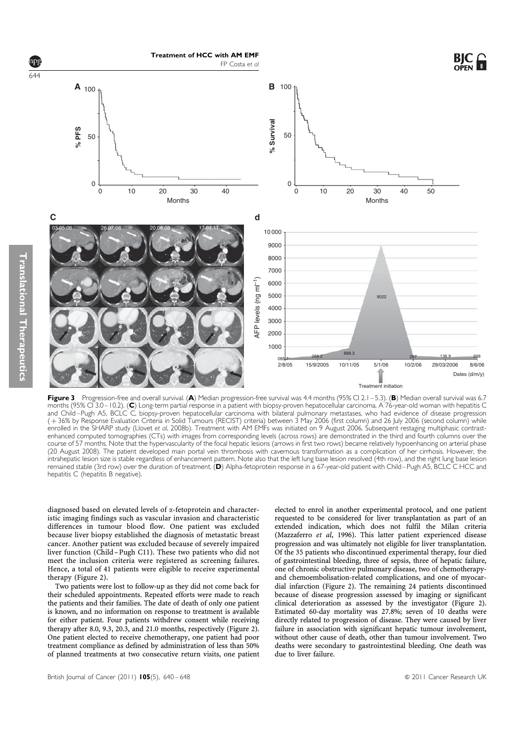**Figure 3** Progression-free and overall survival. (**A**) Median progression-free survival was 4.4 months (95% CI 2.1–5.3). (**B**) Median overall survival was 6.7 months (95% CI 3.0–10.2). (**C**) Long-term partial response in a patient with biopsy-proven hepatocellular carcinoma. A 76-year-old woman with hepatitis C and Child–Pugh A5, BCLC C, biopsy-proven hepatocellular carcinoma with bilateral pulmonary metastases, who had evidence of disease progression (+36% by Response Evaluation Criteria in Solid Tumours (RECIST) criteria) between 3 May 2006 (first column) and 26 July 2006 (second column) while enrolled in the SHARP study (Llovet *et al*, 2008b). Treatment with AM EMFs was initiated on 9 August 2006. Subsequent restaging multiphasic contrast-enhanced computed tomographies (CTs) with images from corresponding levels (across rows) are demonstrated in the third and fourth columns over the course of 57 months. Note that the hypervascularity of the focal hepatic lesions (arrows in first two rows) became relatively hypoenhancing on arterial phase (20 August 2008). The patient developed main portal vein thrombosis with cavernous transformation as a complication of her cirrhosis. However, the intrahepatic lesion size is stable regardless of enhancement pattern. Note also that the left lung base lesion resolved (4th row), and the right lung base lesion remained stable (3rd row) over the duration of treatment. (**D**) Alpha-fetoprotein response in a 67-year-old patient with Child–Pugh A5, BCLC C HCC and hepatitis C (hepatitis B negative).

diagnosed based on elevated levels of α-fetoprotein and characteristic imaging findings such as vascular invasion and characteristic differences in tumour blood flow. One patient was excluded because liver biopsy established the diagnosis of metastatic breast cancer. Another patient was excluded because of severely impaired liver function (Child–Pugh C11). These two patients who did not meet the inclusion criteria were registered as screening failures. Hence, a total of 41 patients were eligible to receive experimental therapy (Figure 2).

Two patients were lost to follow-up as they did not come back for their scheduled appointments. Repeated efforts were made to reach the patients and their families. The date of death of only one patient is known, and no information on response to treatment is available for either patient. Four patients withdrew consent while receiving therapy after 8.0, 9.3, 20.3, and 21.0 months, respectively (Figure 2). One patient elected to receive chemotherapy, one patient had poor treatment compliance as defined by administration of less than 50% of planned treatments at two consecutive return visits, one patient elected to enrol in another experimental protocol, and one patient requested to be considered for liver transplantation as part of an extended indication, which does not fulfil the Milan criteria (Mazzaferro *et al*, 1996). This latter patient experienced disease progression and was ultimately not eligible for liver transplantation. Of the 35 patients who discontinued experimental therapy, four died of gastrointestinal bleeding, three of sepsis, three of hepatic failure, one of chronic obstructive pulmonary disease, two of chemotherapy- and chemoembolisation-related complications, and one of myocardial infarction (Figure 2). The remaining 24 patients discontinued because of disease progression assessed by imaging or significant clinical deterioration as assessed by the investigator (Figure 2). Estimated 60-day mortality was 27.8%; seven of 10 deaths were directly related to progression of disease. They were caused by liver failure in association with significant hepatic tumour involvement, without other cause of death, other than tumour involvement. Two deaths were secondary to gastrointestinal bleeding. One death was due to liver failure.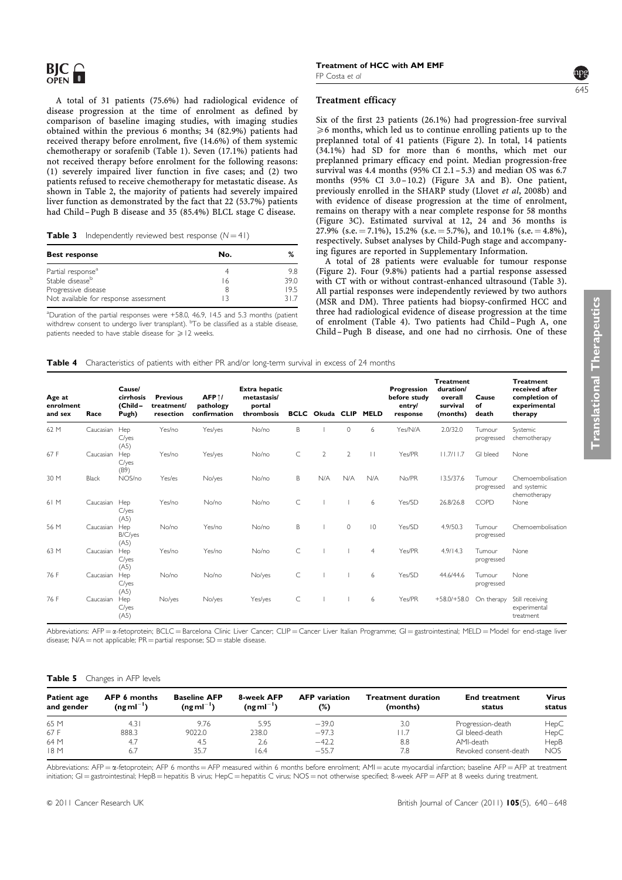A total of 31 patients (75.6%) had radiological evidence of disease progression at the time of enrolment as defined by comparison of baseline imaging studies, with imaging studies obtained within the previous 6 months; 34 (82.9%) patients had received therapy before enrolment, five (14.6%) of them systemic chemotherapy or sorafenib (Table 1). Seven (17.1%) patients had not received therapy before enrolment for the following reasons: (1) severely impaired liver function in five cases; and (2) two patients refused to receive chemotherapy for metastatic disease. As shown in Table 2, the majority of patients had severely impaired liver function as demonstrated by the fact that 22 (53.7%) patients had Child–Pugh B disease and 35 (85.4%) BLCL stage C disease.

**Table 3** Independently reviewed best response ($N = 41$)

| Best response | No. | % |
|---|---|---|
| Partial response[a] | 4 | 9.8 |
| Stable disease[b] | 16 | 39.0 |
| Progressive disease | 8 | 19.5 |
| Not available for response assessment | 13 | 31.7 |

[a]Duration of the partial responses were +58.0, 46.9, 14.5 and 5.3 months (patient withdrew consent to undergo liver transplant). [b]To be classified as a stable disease, patients needed to have stable disease for ≥12 weeks.

## Treatment efficacy

Six of the first 23 patients (26.1%) had progression-free survival ≥6 months, which led us to continue enrolling patients up to the preplanned total of 41 patients (Figure 2). In total, 14 patients (34.1%) had SD for more than 6 months, which met our preplanned primary efficacy end point. Median progression-free survival was 4.4 months (95% CI 2.1–5.3) and median OS was 6.7 months (95% CI 3.0–10.2) (Figure 3A and B). One patient, previously enrolled in the SHARP study (Llovet *et al*, 2008b) and with evidence of disease progression at the time of enrolment, remains on therapy with a near complete response for 58 months (Figure 3C). Estimated survival at 12, 24 and 36 months is 27.9% (s.e. = 7.1%), 15.2% (s.e. = 5.7%), and 10.1% (s.e. = 4.8%), respectively. Subset analyses by Child-Pugh stage and accompanying figures are reported in Supplementary Information.

A total of 28 patients were evaluable for tumour response (Figure 2). Four (9.8%) patients had a partial response assessed with CT with or without contrast-enhanced ultrasound (Table 3). All partial responses were independently reviewed by two authors (MSR and DM). Three patients had biopsy-confirmed HCC and three had radiological evidence of disease progression at the time of enrolment (Table 4). Two patients had Child–Pugh A, one Child–Pugh B disease, and one had no cirrhosis. One of these

**Table 4** Characteristics of patients with either PR and/or long-term survival in excess of 24 months

| Age at enrolment and sex | Race | Cause/cirrhosis (Child–Pugh) | Previous treatment/resection | AFP↑/pathology confirmation | Extra hepatic metastasis/portal thrombosis | BCLC | Okuda | CLIP | MELD | Progression before study entry/response | Treatment duration/overall survival (months) | Cause of death | Treatment received after completion of experimental therapy |
|---|---|---|---|---|---|---|---|---|---|---|---|---|---|
| 62 M | Caucasian | Hep C/yes (A5) | Yes/no | Yes/yes | No/no | B | I | 0 | 6 | Yes/N/A | 2.0/32.0 | Tumour progressed | Systemic chemotherapy |
| 67 F | Caucasian | Hep C/yes (B9) | Yes/no | Yes/yes | No/no | C | 2 | 2 | 11 | Yes/PR | 11.7/11.7 | GI bleed | None |
| 30 M | Black | NOS/no | Yes/es | No/yes | No/no | B | N/A | N/A | N/A | No/PR | 13.5/37.6 | Tumour progressed | Chemoembolisation and systemic chemotherapy |
| 61 M | Caucasian | Hep C/yes (A5) | Yes/no | No/no | No/no | C | I | I | 6 | Yes/SD | 26.8/26.8 | COPD | None |
| 56 M | Caucasian | Hep B/C/yes (A5) | No/no | Yes/no | No/no | B | I | 0 | 10 | Yes/SD | 4.9/50.3 | Tumour progressed | Chemoembolisation |
| 63 M | Caucasian | Hep C/yes (A5) | Yes/no | Yes/no | No/no | C | I | I | 4 | Yes/PR | 4.9/14.3 | Tumour progressed | None |
| 76 F | Caucasian | Hep C/yes (A5) | No/no | No/no | No/yes | C | I | I | 6 | Yes/SD | 44.6/44.6 | Tumour progressed | None |
| 76 F | Caucasian | Hep C/yes (A5) | No/yes | No/yes | Yes/yes | C | I | I | 6 | Yes/PR | +58.0/+58.0 | On therapy | Still receiving experimental treatment |

Abbreviations: AFP = α-fetoprotein; BCLC = Barcelona Clinic Liver Cancer; CLIP = Cancer Liver Italian Programme; GI = gastrointestinal; MELD = Model for end-stage liver disease; N/A = not applicable; PR = partial response; SD = stable disease.

**Table 5** Changes in AFP levels

| Patient age and gender | AFP 6 months ($ng\,ml^{-1}$) | Baseline AFP ($ng\,ml^{-1}$) | 8-week AFP ($ng\,ml^{-1}$) | AFP variation (%) | Treatment duration (months) | End treatment status | Virus status |
|---|---|---|---|---|---|---|---|
| 65 M | 4.31 | 9.76 | 5.95 | −39.0 | 3.0 | Progression-death | HepC |
| 67 F | 888.3 | 9022.0 | 238.0 | −97.3 | 11.7 | GI bleed-death | HepC |
| 64 M | 4.7 | 4.5 | 2.6 | −42.2 | 8.8 | AMI-death | HepB |
| 18 M | 6.7 | 35.7 | 16.4 | −55.7 | 7.8 | Revoked consent-death | NOS |

Abbreviations: AFP = α-fetoprotein; AFP 6 months = AFP measured within 6 months before enrolment; AMI = acute myocardial infarction; baseline AFP = AFP at treatment initiation; GI = gastrointestinal; HepB = hepatitis B virus; HepC = hepatitis C virus; NOS = not otherwise specified; 8-week AFP = AFP at 8 weeks during treatment.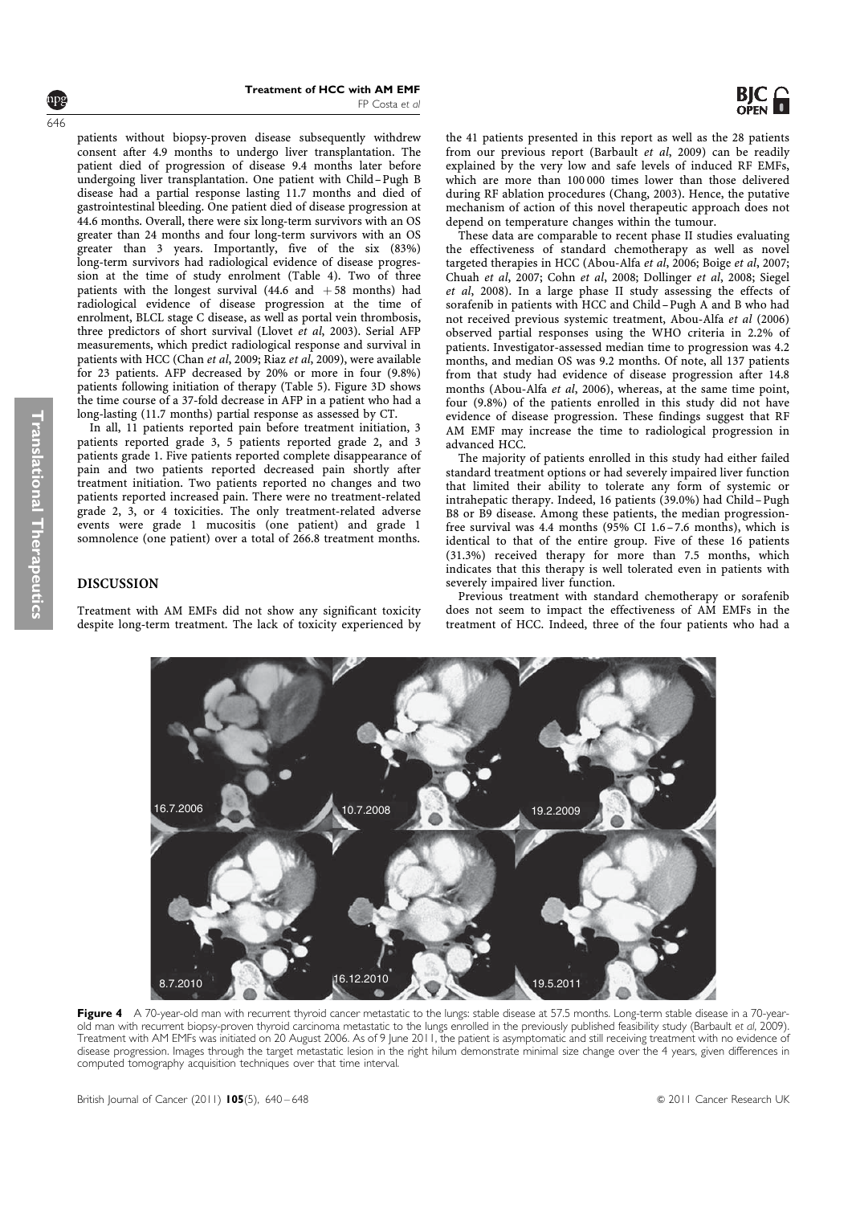patients without biopsy-proven disease subsequently withdrew consent after 4.9 months to undergo liver transplantation. The patient died of progression of disease 9.4 months later before undergoing liver transplantation. One patient with Child–Pugh B disease had a partial response lasting 11.7 months and died of gastrointestinal bleeding. One patient died of disease progression at 44.6 months. Overall, there were six long-term survivors with an OS greater than 24 months and four long-term survivors with an OS greater than 3 years. Importantly, five of the six (83%) long-term survivors had radiological evidence of disease progression at the time of study enrolment (Table 4). Two of three patients with the longest survival (44.6 and +58 months) had radiological evidence of disease progression at the time of enrolment, BLCL stage C disease, as well as portal vein thrombosis, three predictors of short survival (Llovet *et al*, 2003). Serial AFP measurements, which predict radiological response and survival in patients with HCC (Chan *et al*, 2009; Riaz *et al*, 2009), were available for 23 patients. AFP decreased by 20% or more in four (9.8%) patients following initiation of therapy (Table 5). Figure 3D shows the time course of a 37-fold decrease in AFP in a patient who had a long-lasting (11.7 months) partial response as assessed by CT.

In all, 11 patients reported pain before treatment initiation, 3 patients reported grade 3, 5 patients reported grade 2, and 3 patients grade 1. Five patients reported complete disappearance of pain and two patients reported decreased pain shortly after treatment initiation. Two patients reported no changes and two patients reported increased pain. There were no treatment-related grade 2, 3, or 4 toxicities. The only treatment-related adverse events were grade 1 mucositis (one patient) and grade 1 somnolence (one patient) over a total of 266.8 treatment months.

## DISCUSSION

Treatment with AM EMFs did not show any significant toxicity despite long-term treatment. The lack of toxicity experienced by the 41 patients presented in this report as well as the 28 patients from our previous report (Barbault *et al*, 2009) can be readily explained by the very low and safe levels of induced RF EMFs, which are more than 100 000 times lower than those delivered during RF ablation procedures (Chang, 2003). Hence, the putative mechanism of action of this novel therapeutic approach does not depend on temperature changes within the tumour.

These data are comparable to recent phase II studies evaluating the effectiveness of standard chemotherapy as well as novel targeted therapies in HCC (Abou-Alfa *et al*, 2006; Boige *et al*, 2007; Chuah *et al*, 2007; Cohn *et al*, 2008; Dollinger *et al*, 2008; Siegel *et al*, 2008). In a large phase II study assessing the effects of sorafenib in patients with HCC and Child–Pugh A and B who had not received previous systemic treatment, Abou-Alfa *et al* (2006) observed partial responses using the WHO criteria in 2.2% of patients. Investigator-assessed median time to progression was 4.2 months, and median OS was 9.2 months. Of note, all 137 patients from that study had evidence of disease progression after 14.8 months (Abou-Alfa *et al*, 2006), whereas, at the same time point, four (9.8%) of the patients enrolled in this study did not have evidence of disease progression. These findings suggest that RF AM EMF may increase the time to radiological progression in advanced HCC.

The majority of patients enrolled in this study had either failed standard treatment options or had severely impaired liver function that limited their ability to tolerate any form of systemic or intrahepatic therapy. Indeed, 16 patients (39.0%) had Child–Pugh B8 or B9 disease. Among these patients, the median progression-free survival was 4.4 months (95% CI 1.6–7.6 months), which is identical to that of the entire group. Five of these 16 patients (31.3%) received therapy for more than 7.5 months, which indicates that this therapy is well tolerated even in patients with severely impaired liver function.

Previous treatment with standard chemotherapy or sorafenib does not seem to impact the effectiveness of AM EMFs in the treatment of HCC. Indeed, three of the four patients who had a

**Figure 4** A 70-year-old man with recurrent thyroid cancer metastatic to the lungs: stable disease at 57.5 months. Long-term stable disease in a 70-year-old man with recurrent biopsy-proven thyroid carcinoma metastatic to the lungs enrolled in the previously published feasibility study (Barbault *et al*, 2009). Treatment with AM EMFs was initiated on 20 August 2006. As of 9 June 2011, the patient is asymptomatic and still receiving treatment with no evidence of disease progression. Images through the target metastatic lesion in the right hilum demonstrate minimal size change over the 4 years, given differences in computed tomography acquisition techniques over that time interval.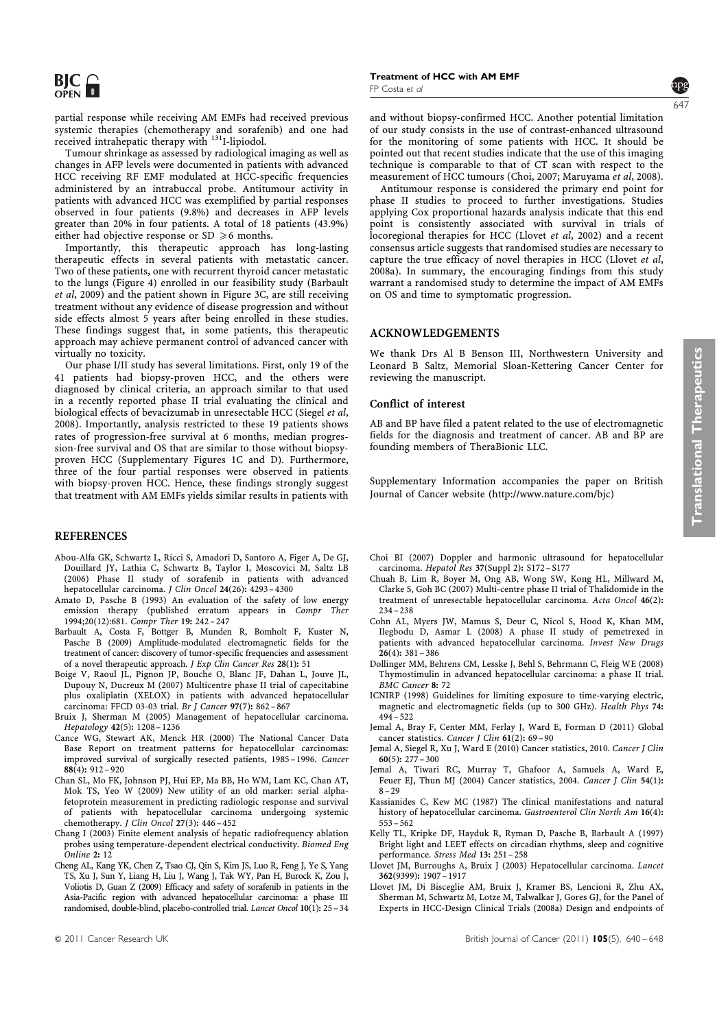partial response while receiving AM EMFs had received previous systemic therapies (chemotherapy and sorafenib) and one had received intrahepatic therapy with $^{131}$I-lipiodol.

Tumour shrinkage as assessed by radiological imaging as well as changes in AFP levels were documented in patients with advanced HCC receiving RF EMF modulated at HCC-specific frequencies administered by an intrabuccal probe. Antitumour activity in patients with advanced HCC was exemplified by partial responses observed in four patients (9.8%) and decreases in AFP levels greater than 20% in four patients. A total of 18 patients (43.9%) either had objective response or SD $\geqslant$6 months.

Importantly, this therapeutic approach has long-lasting therapeutic effects in several patients with metastatic cancer. Two of these patients, one with recurrent thyroid cancer metastatic to the lungs (Figure 4) enrolled in our feasibility study (Barbault *et al*, 2009) and the patient shown in Figure 3C, are still receiving treatment without any evidence of disease progression and without side effects almost 5 years after being enrolled in these studies. These findings suggest that, in some patients, this therapeutic approach may achieve permanent control of advanced cancer with virtually no toxicity.

Our phase I/II study has several limitations. First, only 19 of the 41 patients had biopsy-proven HCC, and the others were diagnosed by clinical criteria, an approach similar to that used in a recently reported phase II trial evaluating the clinical and biological effects of bevacizumab in unresectable HCC (Siegel *et al*, 2008). Importantly, analysis restricted to these 19 patients shows rates of progression-free survival at 6 months, median progression-free survival and OS that are similar to those without biopsy-proven HCC (Supplementary Figures 1C and D). Furthermore, three of the four partial responses were observed in patients with biopsy-proven HCC. Hence, these findings strongly suggest that treatment with AM EMFs yields similar results in patients with and without biopsy-confirmed HCC. Another potential limitation of our study consists in the use of contrast-enhanced ultrasound for the monitoring of some patients with HCC. It should be pointed out that recent studies indicate that the use of this imaging technique is comparable to that of CT scan with respect to the measurement of HCC tumours (Choi, 2007; Maruyama *et al*, 2008).

Antitumour response is considered the primary end point for phase II studies to proceed to further investigations. Studies applying Cox proportional hazards analysis indicate that this end point is consistently associated with survival in trials of locoregional therapies for HCC (Llovet *et al*, 2002) and a recent consensus article suggests that randomised studies are necessary to capture the true efficacy of novel therapies in HCC (Llovet *et al*, 2008a). In summary, the encouraging findings from this study warrant a randomised study to determine the impact of AM EMFs on OS and time to symptomatic progression.

## ACKNOWLEDGEMENTS

We thank Drs Al B Benson III, Northwestern University and Leonard B Saltz, Memorial Sloan-Kettering Cancer Center for reviewing the manuscript.

### Conflict of interest

AB and BP have filed a patent related to the use of electromagnetic fields for the diagnosis and treatment of cancer. AB and BP are founding members of TheraBionic LLC.

Supplementary Information accompanies the paper on British Journal of Cancer website (http://www.nature.com/bjc)

## REFERENCES

Abou-Alfa GK, Schwartz L, Ricci S, Amadori D, Santoro A, Figer A, De GJ, Douillard JY, Lathia C, Schwartz B, Taylor I, Moscovici M, Saltz LB (2006) Phase II study of sorafenib in patients with advanced hepatocellular carcinoma. *J Clin Oncol* **24**(26): 4293–4300

Amato D, Pasche B (1993) An evaluation of the safety of low energy emission therapy (published erratum appears in *Compr Ther* 1994;20(12):681. *Compr Ther* **19**: 242–247

Barbault A, Costa F, Bottger B, Munden R, Bomholt F, Kuster N, Pasche B (2009) Amplitude-modulated electromagnetic fields for the treatment of cancer: discovery of tumor-specific frequencies and assessment of a novel therapeutic approach. *J Exp Clin Cancer Res* **28**(1): 51

Boige V, Raoul JL, Pignon JP, Bouche O, Blanc JF, Dahan L, Jouve JL, Dupouy N, Ducreux M (2007) Multicentre phase II trial of capecitabine plus oxaliplatin (XELOX) in patients with advanced hepatocellular carcinoma: FFCD 03-03 trial. *Br J Cancer* **97**(7): 862–867

Bruix J, Sherman M (2005) Management of hepatocellular carcinoma. *Hepatology* **42**(5): 1208–1236

Cance WG, Stewart AK, Menck HR (2000) The National Cancer Data Base Report on treatment patterns for hepatocellular carcinomas: improved survival of surgically resected patients, 1985–1996. *Cancer* **88**(4): 912–920

Chan SL, Mo FK, Johnson PJ, Hui EP, Ma BB, Ho WM, Lam KC, Chan AT, Mok TS, Yeo W (2009) New utility of an old marker: serial alpha-fetoprotein measurement in predicting radiologic response and survival of patients with hepatocellular carcinoma undergoing systemic chemotherapy. *J Clin Oncol* **27**(3): 446–452

Chang I (2003) Finite element analysis of hepatic radiofrequency ablation probes using temperature-dependent electrical conductivity. *Biomed Eng Online* **2**: 12

Cheng AL, Kang YK, Chen Z, Tsao CJ, Qin S, Kim JS, Luo R, Feng J, Ye S, Yang TS, Xu J, Sun Y, Liang H, Liu J, Wang J, Tak WY, Pan H, Burock K, Zou J, Voliotis D, Guan Z (2009) Efficacy and safety of sorafenib in patients in the Asia-Pacific region with advanced hepatocellular carcinoma: a phase III randomised, double-blind, placebo-controlled trial. *Lancet Oncol* **10**(1): 25–34

Choi BI (2007) Doppler and harmonic ultrasound for hepatocellular carcinoma. *Hepatol Res* **37**(Suppl 2): S172–S177

Chuah B, Lim R, Boyer M, Ong AB, Wong SW, Kong HL, Millward M, Clarke S, Goh BC (2007) Multi-centre phase II trial of Thalidomide in the treatment of unresectable hepatocellular carcinoma. *Acta Oncol* **46**(2): 234–238

Cohn AL, Myers JW, Mamus S, Deur C, Nicol S, Hood K, Khan MM, Ilegbodu D, Asmar L (2008) A phase II study of pemetrexed in patients with advanced hepatocellular carcinoma. *Invest New Drugs* **26**(4): 381–386

Dollinger MM, Behrens CM, Lesske J, Behl S, Behrmann C, Fleig WE (2008) Thymostimulin in advanced hepatocellular carcinoma: a phase II trial. *BMC Cancer* **8**: 72

ICNIRP (1998) Guidelines for limiting exposure to time-varying electric, magnetic and electromagnetic fields (up to 300 GHz). *Health Phys* **74**: 494–522

Jemal A, Bray F, Center MM, Ferlay J, Ward E, Forman D (2011) Global cancer statistics. *Cancer J Clin* **61**(2): 69–90

Jemal A, Siegel R, Xu J, Ward E (2010) Cancer statistics, 2010. *Cancer J Clin* **60**(5): 277–300

Jemal A, Tiwari RC, Murray T, Ghafoor A, Samuels A, Ward E, Feuer EJ, Thun MJ (2004) Cancer statistics, 2004. *Cancer J Clin* **54**(1): 8–29

Kassianides C, Kew MC (1987) The clinical manifestations and natural history of hepatocellular carcinoma. *Gastroenterol Clin North Am* **16**(4): 553–562

Kelly TL, Kripke DF, Hayduk R, Ryman D, Pasche B, Barbault A (1997) Bright light and LEET effects on circadian rhythms, sleep and cognitive performance. *Stress Med* **13**: 251–258

Llovet JM, Burroughs A, Bruix J (2003) Hepatocellular carcinoma. *Lancet* **362**(9399): 1907–1917

Llovet JM, Di Bisceglie AM, Bruix J, Kramer BS, Lencioni R, Zhu AX, Sherman M, Schwartz M, Lotze M, Talwalkar J, Gores GJ, for the Panel of Experts in HCC-Design Clinical Trials (2008a) Design and endpoints of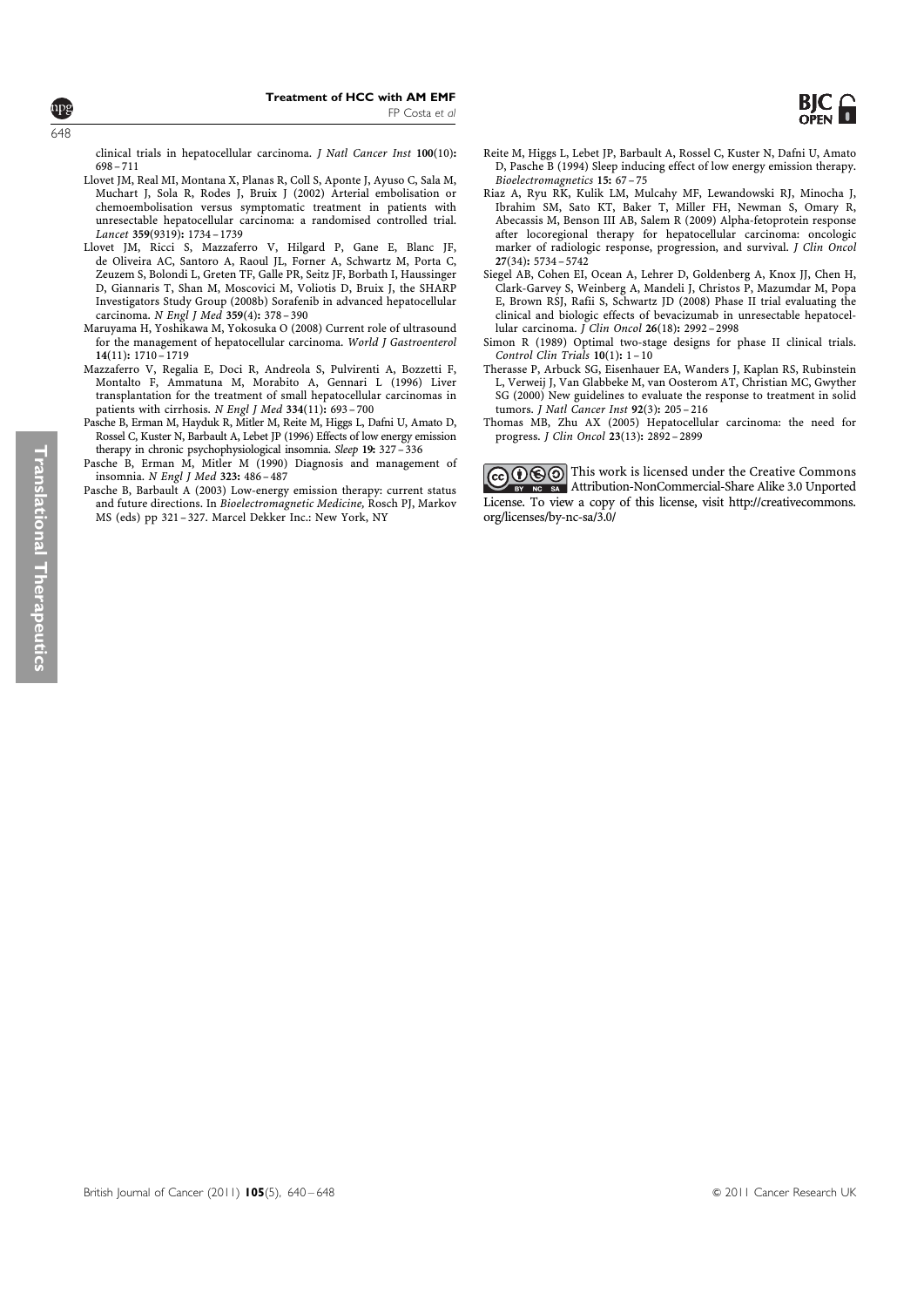clinical trials in hepatocellular carcinoma. *J Natl Cancer Inst* **100**(10): 698–711

Llovet JM, Real MI, Montana X, Planas R, Coll S, Aponte J, Ayuso C, Sala M, Muchart J, Sola R, Rodes J, Bruix J (2002) Arterial embolisation or chemoembolisation versus symptomatic treatment in patients with unresectable hepatocellular carcinoma: a randomised controlled trial. *Lancet* **359**(9319): 1734–1739

Llovet JM, Ricci S, Mazzaferro V, Hilgard P, Gane E, Blanc JF, de Oliveira AC, Santoro A, Raoul JL, Forner A, Schwartz M, Porta C, Zeuzem S, Bolondi L, Greten TF, Galle PR, Seitz JF, Borbath I, Haussinger D, Giannaris T, Shan M, Moscovici M, Voliotis D, Bruix J, the SHARP Investigators Study Group (2008b) Sorafenib in advanced hepatocellular carcinoma. *N Engl J Med* **359**(4): 378–390

Maruyama H, Yoshikawa M, Yokosuka O (2008) Current role of ultrasound for the management of hepatocellular carcinoma. *World J Gastroenterol* **14**(11): 1710–1719

Mazzaferro V, Regalia E, Doci R, Andreola S, Pulvirenti A, Bozzetti F, Montalto F, Ammatuna M, Morabito A, Gennari L (1996) Liver transplantation for the treatment of small hepatocellular carcinomas in patients with cirrhosis. *N Engl J Med* **334**(11): 693–700

Pasche B, Erman M, Hayduk R, Mitler M, Reite M, Higgs L, Dafni U, Amato D, Rossel C, Kuster N, Barbault A, Lebet JP (1996) Effects of low energy emission therapy in chronic psychophysiological insomnia. *Sleep* **19**: 327–336

Pasche B, Erman M, Mitler M (1990) Diagnosis and management of insomnia. *N Engl J Med* **323**: 486–487

Pasche B, Barbault A (2003) Low-energy emission therapy: current status and future directions. In *Bioelectromagnetic Medicine,* Rosch PJ, Markov MS (eds) pp 321–327. Marcel Dekker Inc.: New York, NY

Reite M, Higgs L, Lebet JP, Barbault A, Rossel C, Kuster N, Dafni U, Amato D, Pasche B (1994) Sleep inducing effect of low energy emission therapy. *Bioelectromagnetics* **15**: 67–75

Riaz A, Ryu RK, Kulik LM, Mulcahy MF, Lewandowski RJ, Minocha J, Ibrahim SM, Sato KT, Baker T, Miller FH, Newman S, Omary R, Abecassis M, Benson III AB, Salem R (2009) Alpha-fetoprotein response after locoregional therapy for hepatocellular carcinoma: oncologic marker of radiologic response, progression, and survival. *J Clin Oncol* **27**(34): 5734–5742

Siegel AB, Cohen EI, Ocean A, Lehrer D, Goldenberg A, Knox JJ, Chen H, Clark-Garvey S, Weinberg A, Mandeli J, Christos P, Mazumdar M, Popa E, Brown RSJ, Rafii S, Schwartz JD (2008) Phase II trial evaluating the clinical and biologic effects of bevacizumab in unresectable hepatocellular carcinoma. *J Clin Oncol* **26**(18): 2992–2998

Simon R (1989) Optimal two-stage designs for phase II clinical trials. *Control Clin Trials* **10**(1): 1–10

Therasse P, Arbuck SG, Eisenhauer EA, Wanders J, Kaplan RS, Rubinstein L, Verweij J, Van Glabbeke M, van Oosterom AT, Christian MC, Gwyther SG (2000) New guidelines to evaluate the response to treatment in solid tumors. *J Natl Cancer Inst* **92**(3): 205–216

Thomas MB, Zhu AX (2005) Hepatocellular carcinoma: the need for progress. *J Clin Oncol* **23**(13): 2892–2899

This work is licensed under the Creative Commons Attribution-NonCommercial-Share Alike 3.0 Unported License. To view a copy of this license, visit http://creativecommons.org/licenses/by-nc-sa/3.0/